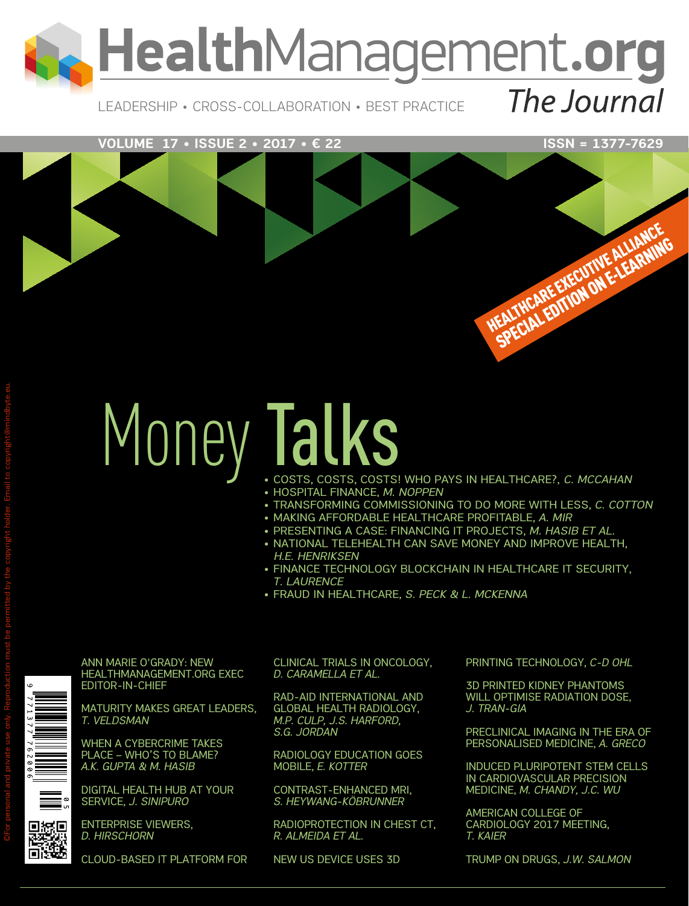# HealthManagement.org

## The Journal

LEADERSHIP • CROSS-COLLABORATION • BEST PRACTICE

VOLUME 17 • ISSUE 2 • 2017 • € 22

ISSN = 1377-7629

HEALTHCARE EXECUTIVE ALLIANCE SPECIAL EDITION ON E-LEARNING

# Money Talks

- COSTS, COSTS, COSTS! WHO PAYS IN HEALTHCARE?, *C. MCCAHAN*
- HOSPITAL FINANCE, *M. NOPPEN*
- TRANSFORMING COMMISSIONING TO DO MORE WITH LESS, *C. COTTON*
- MAKING AFFORDABLE HEALTHCARE PROFITABLE, *A. MIR*
- PRESENTING A CASE: FINANCING IT PROJECTS, *M. HASIB ET AL.*
- NATIONAL TELEHEALTH CAN SAVE MONEY AND IMPROVE HEALTH, *H.E. HENRIKSEN*
- FINANCE TECHNOLOGY BLOCKCHAIN IN HEALTHCARE IT SECURITY, *T. LAURENCE*
- FRAUD IN HEALTHCARE, *S. PECK & L. MCKENNA*

ANN MARIE O'GRADY: NEW HEALTHMANAGEMENT.ORG EXEC EDITOR-IN-CHIEF

MATURITY MAKES GREAT LEADERS, *T. VELDSMAN*

WHEN A CYBERCRIME TAKES PLACE – WHO'S TO BLAME? *A.K. GUPTA & M. HASIB*

DIGITAL HEALTH HUB AT YOUR SERVICE, *J. SINIPURO*

ENTERPRISE VIEWERS, *D. HIRSCHORN*

CLOUD-BASED IT PLATFORM FOR CLINICAL TRIALS IN ONCOLOGY, *D. CARAMELLA ET AL.*

RAD-AID INTERNATIONAL AND GLOBAL HEALTH RADIOLOGY, *M.P. CULP, J.S. HARFORD, S.G. JORDAN*

RADIOLOGY EDUCATION GOES MOBILE, *E. KOTTER*

CONTRAST-ENHANCED MRI, *S. HEYWANG-KÖBRUNNER*

RADIOPROTECTION IN CHEST CT, *R. ALMEIDA ET AL.*

NEW US DEVICE USES 3D PRINTING TECHNOLOGY, *C-D OHL*

3D PRINTED KIDNEY PHANTOMS WILL OPTIMISE RADIATION DOSE, *J. TRAN-GIA*

PRECLINICAL IMAGING IN THE ERA OF PERSONALISED MEDICINE, *A. GRECO*

INDUCED PLURIPOTENT STEM CELLS IN CARDIOVASCULAR PRECISION MEDICINE, *M. CHANDY, J.C. WU*

AMERICAN COLLEGE OF CARDIOLOGY 2017 MEETING, *T. KAIER*

TRUMP ON DRUGS, *J.W. SALMON*

©For personal and private use only. Reproduction must be permitted by the copyright holder. Email to copyright@mindbyte.eu.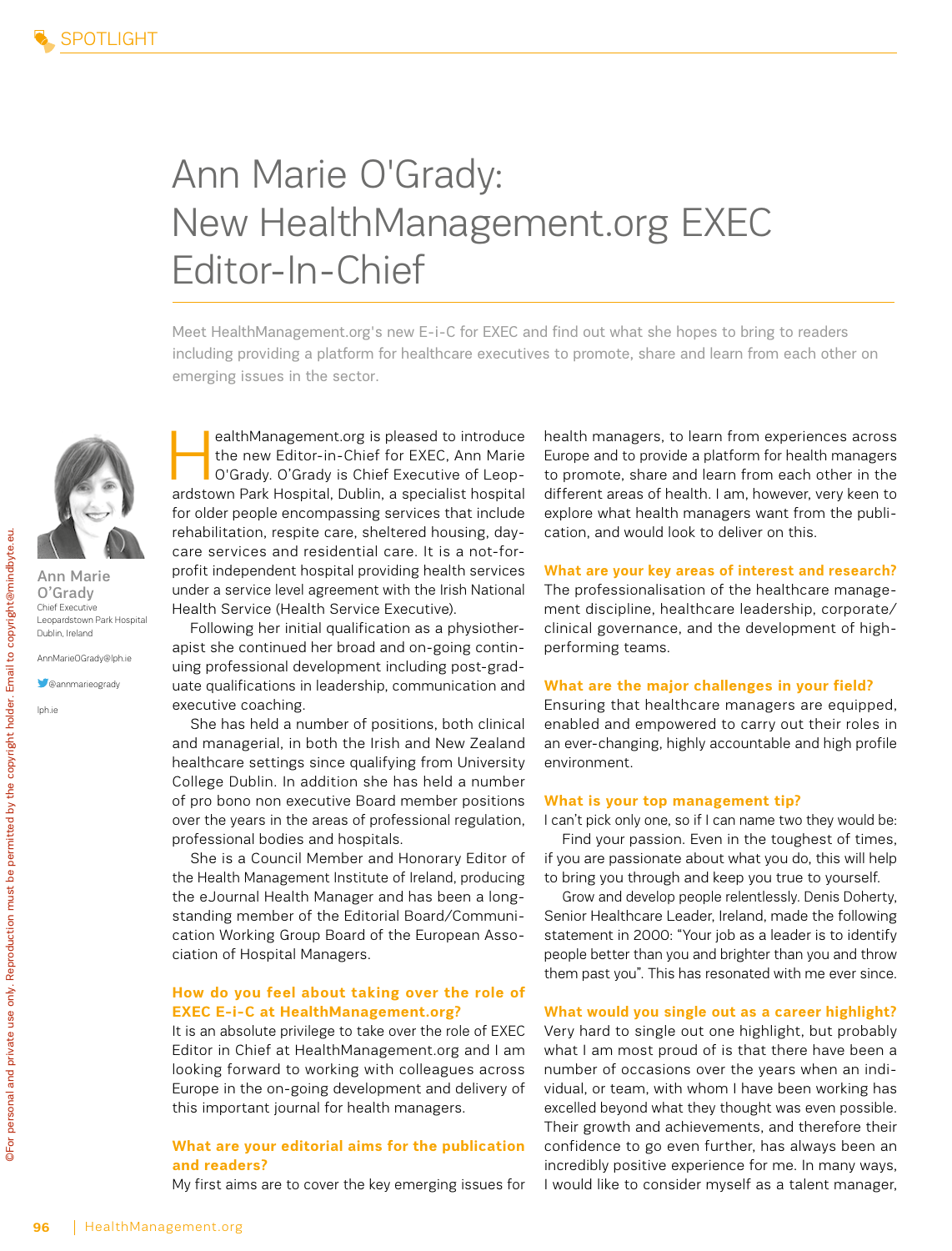# Ann Marie O'Grady: New HealthManagement.org EXEC Editor-In-Chief

Meet HealthManagement.org's new E-i-C for EXEC and find out what she hopes to bring to readers including providing a platform for healthcare executives to promote, share and learn from each other on emerging issues in the sector.

**Ann Marie O'Grady**
Chief Executive
Leopardstown Park Hospital
Dublin, Ireland

AnnMarieOGrady@lph.ie

@annmarieogrady

lph.ie

HealthManagement.org is pleased to introduce the new Editor-in-Chief for EXEC, Ann Marie O'Grady. O'Grady is Chief Executive of Leopardstown Park Hospital, Dublin, a specialist hospital for older people encompassing services that include rehabilitation, respite care, sheltered housing, daycare services and residential care. It is a not-for-profit independent hospital providing health services under a service level agreement with the Irish National Health Service (Health Service Executive).

Following her initial qualification as a physiotherapist she continued her broad and on-going continuing professional development including post-graduate qualifications in leadership, communication and executive coaching.

She has held a number of positions, both clinical and managerial, in both the Irish and New Zealand healthcare settings since qualifying from University College Dublin. In addition she has held a number of pro bono non executive Board member positions over the years in the areas of professional regulation, professional bodies and hospitals.

She is a Council Member and Honorary Editor of the Health Management Institute of Ireland, producing the eJournal Health Manager and has been a longstanding member of the Editorial Board/Communication Working Group Board of the European Association of Hospital Managers.

**How do you feel about taking over the role of EXEC E-i-C at HealthManagement.org?**

It is an absolute privilege to take over the role of EXEC Editor in Chief at HealthManagement.org and I am looking forward to working with colleagues across Europe in the on-going development and delivery of this important journal for health managers.

**What are your editorial aims for the publication and readers?**

My first aims are to cover the key emerging issues for health managers, to learn from experiences across Europe and to provide a platform for health managers to promote, share and learn from each other in the different areas of health. I am, however, very keen to explore what health managers want from the publication, and would look to deliver on this.

**What are your key areas of interest and research?**

The professionalisation of the healthcare management discipline, healthcare leadership, corporate/clinical governance, and the development of high-performing teams.

**What are the major challenges in your field?**

Ensuring that healthcare managers are equipped, enabled and empowered to carry out their roles in an ever-changing, highly accountable and high profile environment.

**What is your top management tip?**

I can't pick only one, so if I can name two they would be:

Find your passion. Even in the toughest of times, if you are passionate about what you do, this will help to bring you through and keep you true to yourself.

Grow and develop people relentlessly. Denis Doherty, Senior Healthcare Leader, Ireland, made the following statement in 2000: "Your job as a leader is to identify people better than you and brighter than you and throw them past you". This has resonated with me ever since.

**What would you single out as a career highlight?**

Very hard to single out one highlight, but probably what I am most proud of is that there have been a number of occasions over the years when an individual, or team, with whom I have been working has excelled beyond what they thought was even possible. Their growth and achievements, and therefore their confidence to go even further, has always been an incredibly positive experience for me. In many ways, I would like to consider myself as a talent manager,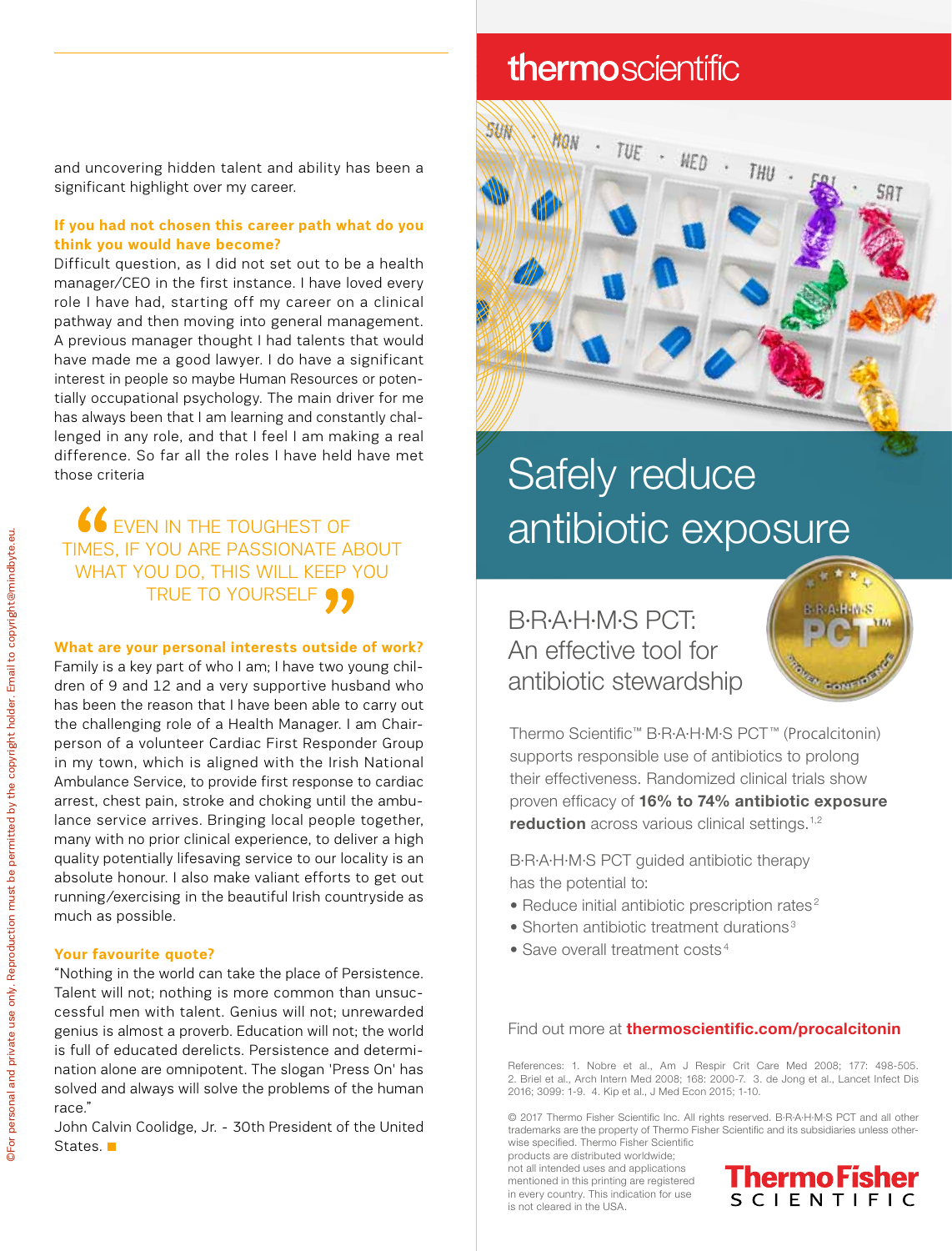and uncovering hidden talent and ability has been a significant highlight over my career.

**If you had not chosen this career path what do you think you would have become?**

Difficult question, as I did not set out to be a health manager/CEO in the first instance. I have loved every role I have had, starting off my career on a clinical pathway and then moving into general management. A previous manager thought I had talents that would have made me a good lawyer. I do have a significant interest in people so maybe Human Resources or potentially occupational psychology. The main driver for me has always been that I am learning and constantly challenged in any role, and that I feel I am making a real difference. So far all the roles I have held have met those criteria

> “EVEN IN THE TOUGHEST OF TIMES, IF YOU ARE PASSIONATE ABOUT WHAT YOU DO, THIS WILL KEEP YOU TRUE TO YOURSELF”

**What are your personal interests outside of work?**

Family is a key part of who I am; I have two young children of 9 and 12 and a very supportive husband who has been the reason that I have been able to carry out the challenging role of a Health Manager. I am Chairperson of a volunteer Cardiac First Responder Group in my town, which is aligned with the Irish National Ambulance Service, to provide first response to cardiac arrest, chest pain, stroke and choking until the ambulance service arrives. Bringing local people together, many with no prior clinical experience, to deliver a high quality potentially lifesaving service to our locality is an absolute honour. I also make valiant efforts to get out running/exercising in the beautiful Irish countryside as much as possible.

**Your favourite quote?**

“Nothing in the world can take the place of Persistence. Talent will not; nothing is more common than unsuccessful men with talent. Genius will not; unrewarded genius is almost a proverb. Education will not; the world is full of educated derelicts. Persistence and determination alone are omnipotent. The slogan 'Press On' has solved and always will solve the problems of the human race.”

John Calvin Coolidge, Jr. - 30th President of the United States. ■

©For personal and private use only. Reproduction must be permitted by the copyright holder. Email to copyright@mindbyte.eu.

---

thermoscientific

# Safely reduce antibiotic exposure

## B·R·A·H·M·S PCT: An effective tool for antibiotic stewardship

Thermo Scientific™ B·R·A·H·M·S PCT™ (Procalcitonin) supports responsible use of antibiotics to prolong their effectiveness. Randomized clinical trials show proven efficacy of **16% to 74% antibiotic exposure reduction** across various clinical settings.[1,2]

B·R·A·H·M·S PCT guided antibiotic therapy has the potential to:

- Reduce initial antibiotic prescription rates[2]
- Shorten antibiotic treatment durations[3]
- Save overall treatment costs[4]

Find out more at **thermoscientific.com/procalcitonin**

References: 1. Nobre et al., Am J Respir Crit Care Med 2008; 177: 498-505. 2. Briel et al., Arch Intern Med 2008; 168: 2000-7. 3. de Jong et al., Lancet Infect Dis 2016; 3099: 1-9. 4. Kip et al., J Med Econ 2015; 1-10.

© 2017 Thermo Fisher Scientific Inc. All rights reserved. B·R·A·H·M·S PCT and all other trademarks are the property of Thermo Fisher Scientific and its subsidiaries unless otherwise specified. Thermo Fisher Scientific products are distributed worldwide; not all intended uses and applications mentioned in this printing are registered in every country. This indication for use is not cleared in the USA.

ThermoFisher SCIENTIFIC